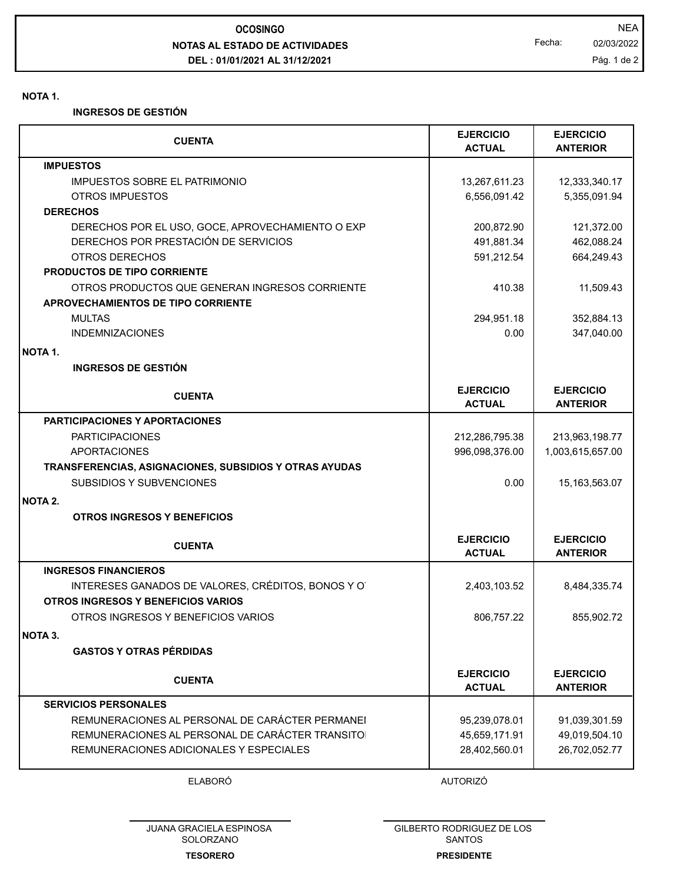**OCOSINGO**

**NOTAS AL ESTADO DE ACTIVIDADES**

**DEL : 01/01/2021 AL 31/12/2021**

NEA

Fecha: 02/03/2022

**NOTA 1.**

**INGRESOS DE GESTIÓN**

| CUENTA | EJERCICIO ACTUAL | EJERCICIO ANTERIOR |
|---|---|---|
| **IMPUESTOS** | | |
| IMPUESTOS SOBRE EL PATRIMONIO | 13,267,611.23 | 12,333,340.17 |
| OTROS IMPUESTOS | 6,556,091.42 | 5,355,091.94 |
| **DERECHOS** | | |
| DERECHOS POR EL USO, GOCE, APROVECHAMIENTO O EXP | 200,872.90 | 121,372.00 |
| DERECHOS POR PRESTACIÓN DE SERVICIOS | 491,881.34 | 462,088.24 |
| OTROS DERECHOS | 591,212.54 | 664,249.43 |
| **PRODUCTOS DE TIPO CORRIENTE** | | |
| OTROS PRODUCTOS QUE GENERAN INGRESOS CORRIENTE | 410.38 | 11,509.43 |
| **APROVECHAMIENTOS DE TIPO CORRIENTE** | | |
| MULTAS | 294,951.18 | 352,884.13 |
| INDEMNIZACIONES | 0.00 | 347,040.00 |

**NOTA 1.**

**INGRESOS DE GESTIÓN**

| CUENTA | EJERCICIO ACTUAL | EJERCICIO ANTERIOR |
|---|---|---|
| **PARTICIPACIONES Y APORTACIONES** | | |
| PARTICIPACIONES | 212,286,795.38 | 213,963,198.77 |
| APORTACIONES | 996,098,376.00 | 1,003,615,657.00 |
| **TRANSFERENCIAS, ASIGNACIONES, SUBSIDIOS Y OTRAS AYUDAS** | | |
| SUBSIDIOS Y SUBVENCIONES | 0.00 | 15,163,563.07 |

**NOTA 2.**

**OTROS INGRESOS Y BENEFICIOS**

| CUENTA | EJERCICIO ACTUAL | EJERCICIO ANTERIOR |
|---|---|---|
| **INGRESOS FINANCIEROS** | | |
| INTERESES GANADOS DE VALORES, CRÉDITOS, BONOS Y O | 2,403,103.52 | 8,484,335.74 |
| **OTROS INGRESOS Y BENEFICIOS VARIOS** | | |
| OTROS INGRESOS Y BENEFICIOS VARIOS | 806,757.22 | 855,902.72 |

**NOTA 3.**

**GASTOS Y OTRAS PÉRDIDAS**

| CUENTA | EJERCICIO ACTUAL | EJERCICIO ANTERIOR |
|---|---|---|
| **SERVICIOS PERSONALES** | | |
| REMUNERACIONES AL PERSONAL DE CARÁCTER PERMANEI | 95,239,078.01 | 91,039,301.59 |
| REMUNERACIONES AL PERSONAL DE CARÁCTER TRANSITOI | 45,659,171.91 | 49,019,504.10 |
| REMUNERACIONES ADICIONALES Y ESPECIALES | 28,402,560.01 | 26,702,052.77 |

ELABORÓ

JUANA GRACIELA ESPINOSA SOLORZANO

**TESORERO**

AUTORIZÓ

GILBERTO RODRIGUEZ DE LOS SANTOS

**PRESIDENTE**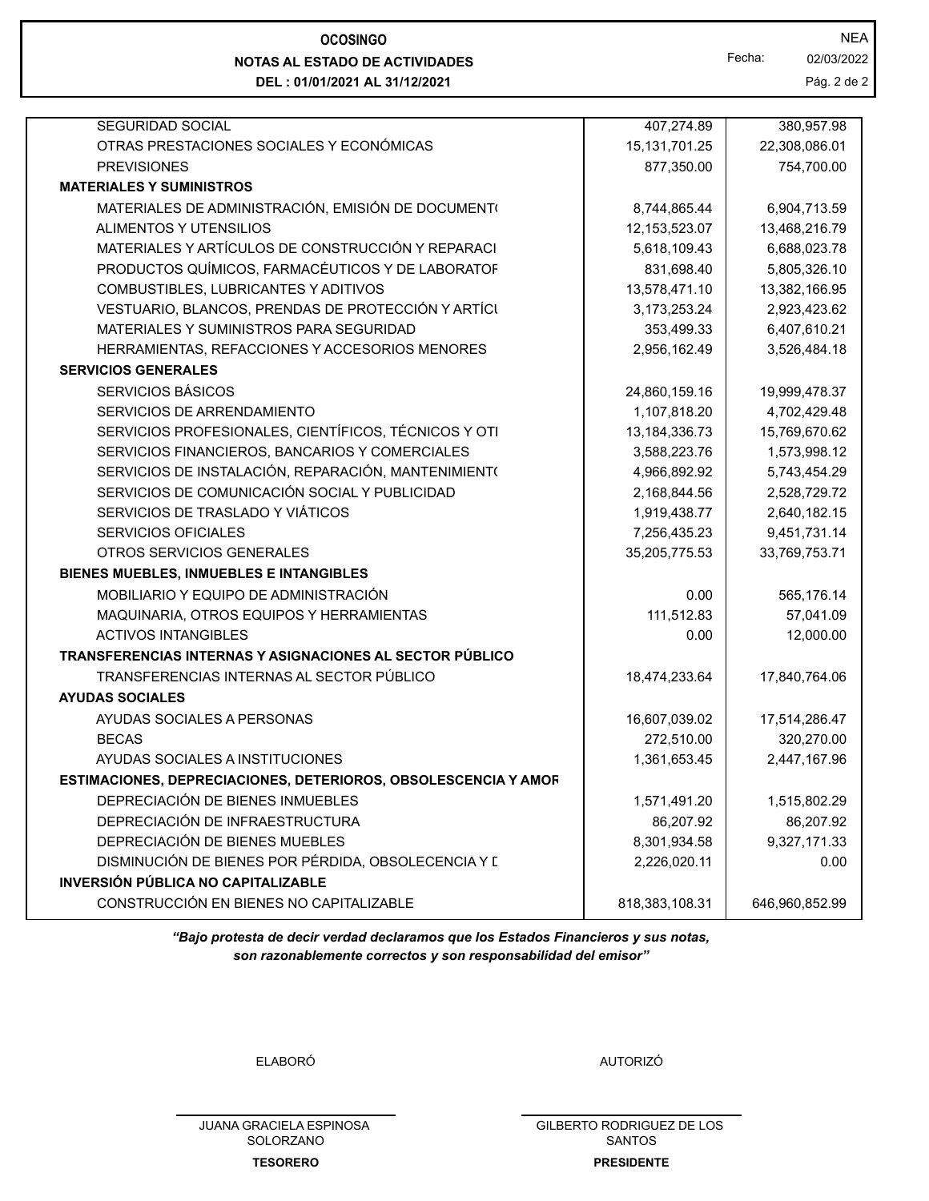**OCOSINGO**

**NOTAS AL ESTADO DE ACTIVIDADES**

**DEL : 01/01/2021 AL 31/12/2021**

NEA

Fecha: 02/03/2022

| | | |
|---|---|---|
| SEGURIDAD SOCIAL | 407,274.89 | 380,957.98 |
| OTRAS PRESTACIONES SOCIALES Y ECONÓMICAS | 15,131,701.25 | 22,308,086.01 |
| PREVISIONES | 877,350.00 | 754,700.00 |
| **MATERIALES Y SUMINISTROS** | | |
| MATERIALES DE ADMINISTRACIÓN, EMISIÓN DE DOCUMENT( | 8,744,865.44 | 6,904,713.59 |
| ALIMENTOS Y UTENSILIOS | 12,153,523.07 | 13,468,216.79 |
| MATERIALES Y ARTÍCULOS DE CONSTRUCCIÓN Y REPARACI | 5,618,109.43 | 6,688,023.78 |
| PRODUCTOS QUÍMICOS, FARMACÉUTICOS Y DE LABORATOF | 831,698.40 | 5,805,326.10 |
| COMBUSTIBLES, LUBRICANTES Y ADITIVOS | 13,578,471.10 | 13,382,166.95 |
| VESTUARIO, BLANCOS, PRENDAS DE PROTECCIÓN Y ARTÍCU | 3,173,253.24 | 2,923,423.62 |
| MATERIALES Y SUMINISTROS PARA SEGURIDAD | 353,499.33 | 6,407,610.21 |
| HERRAMIENTAS, REFACCIONES Y ACCESORIOS MENORES | 2,956,162.49 | 3,526,484.18 |
| **SERVICIOS GENERALES** | | |
| SERVICIOS BÁSICOS | 24,860,159.16 | 19,999,478.37 |
| SERVICIOS DE ARRENDAMIENTO | 1,107,818.20 | 4,702,429.48 |
| SERVICIOS PROFESIONALES, CIENTÍFICOS, TÉCNICOS Y OTI | 13,184,336.73 | 15,769,670.62 |
| SERVICIOS FINANCIEROS, BANCARIOS Y COMERCIALES | 3,588,223.76 | 1,573,998.12 |
| SERVICIOS DE INSTALACIÓN, REPARACIÓN, MANTENIMIENT( | 4,966,892.92 | 5,743,454.29 |
| SERVICIOS DE COMUNICACIÓN SOCIAL Y PUBLICIDAD | 2,168,844.56 | 2,528,729.72 |
| SERVICIOS DE TRASLADO Y VIÁTICOS | 1,919,438.77 | 2,640,182.15 |
| SERVICIOS OFICIALES | 7,256,435.23 | 9,451,731.14 |
| OTROS SERVICIOS GENERALES | 35,205,775.53 | 33,769,753.71 |
| **BIENES MUEBLES, INMUEBLES E INTANGIBLES** | | |
| MOBILIARIO Y EQUIPO DE ADMINISTRACIÓN | 0.00 | 565,176.14 |
| MAQUINARIA, OTROS EQUIPOS Y HERRAMIENTAS | 111,512.83 | 57,041.09 |
| ACTIVOS INTANGIBLES | 0.00 | 12,000.00 |
| **TRANSFERENCIAS INTERNAS Y ASIGNACIONES AL SECTOR PÚBLICO** | | |
| TRANSFERENCIAS INTERNAS AL SECTOR PÚBLICO | 18,474,233.64 | 17,840,764.06 |
| **AYUDAS SOCIALES** | | |
| AYUDAS SOCIALES A PERSONAS | 16,607,039.02 | 17,514,286.47 |
| BECAS | 272,510.00 | 320,270.00 |
| AYUDAS SOCIALES A INSTITUCIONES | 1,361,653.45 | 2,447,167.96 |
| **ESTIMACIONES, DEPRECIACIONES, DETERIOROS, OBSOLESCENCIA Y AMOR** | | |
| DEPRECIACIÓN DE BIENES INMUEBLES | 1,571,491.20 | 1,515,802.29 |
| DEPRECIACIÓN DE INFRAESTRUCTURA | 86,207.92 | 86,207.92 |
| DEPRECIACIÓN DE BIENES MUEBLES | 8,301,934.58 | 9,327,171.33 |
| DISMINUCIÓN DE BIENES POR PÉRDIDA, OBSOLECENCIA Y D | 2,226,020.11 | 0.00 |
| **INVERSIÓN PÚBLICA NO CAPITALIZABLE** | | |
| CONSTRUCCIÓN EN BIENES NO CAPITALIZABLE | 818,383,108.31 | 646,960,852.99 |

***"Bajo protesta de decir verdad declaramos que los Estados Financieros y sus notas, son razonablemente correctos y son responsabilidad del emisor"***

ELABORÓ

JUANA GRACIELA ESPINOSA SOLORZANO

**TESORERO**

AUTORIZÓ

GILBERTO RODRIGUEZ DE LOS SANTOS

**PRESIDENTE**